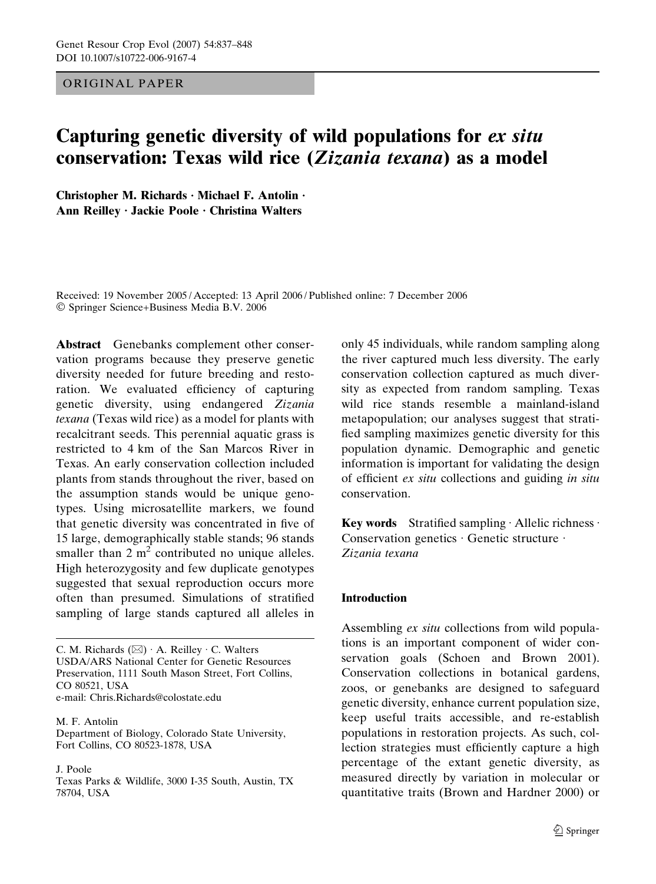ORIGINAL PAPER

# Capturing genetic diversity of wild populations for *ex situ* conservation: Texas wild rice (*Zizania texana*) as a model

**Christopher M. Richards · Michael F. Antolin · Ann Reilley · Jackie Poole · Christina Walters**

Received: 19 November 2005 / Accepted: 13 April 2006 / Published online: 7 December 2006
© Springer Science+Business Media B.V. 2006

**Abstract** Genebanks complement other conservation programs because they preserve genetic diversity needed for future breeding and restoration. We evaluated efficiency of capturing genetic diversity, using endangered *Zizania texana* (Texas wild rice) as a model for plants with recalcitrant seeds. This perennial aquatic grass is restricted to 4 km of the San Marcos River in Texas. An early conservation collection included plants from stands throughout the river, based on the assumption stands would be unique genotypes. Using microsatellite markers, we found that genetic diversity was concentrated in five of 15 large, demographically stable stands; 96 stands smaller than 2 m$^2$ contributed no unique alleles. High heterozygosity and few duplicate genotypes suggested that sexual reproduction occurs more often than presumed. Simulations of stratified sampling of large stands captured all alleles in only 45 individuals, while random sampling along the river captured much less diversity. The early conservation collection captured as much diversity as expected from random sampling. Texas wild rice stands resemble a mainland-island metapopulation; our analyses suggest that stratified sampling maximizes genetic diversity for this population dynamic. Demographic and genetic information is important for validating the design of efficient *ex situ* collections and guiding *in situ* conservation.

**Key words** Stratified sampling · Allelic richness · Conservation genetics · Genetic structure · *Zizania texana*

C. M. Richards (✉) · A. Reilley · C. Walters
USDA/ARS National Center for Genetic Resources Preservation, 1111 South Mason Street, Fort Collins, CO 80521, USA
e-mail: Chris.Richards@colostate.edu

M. F. Antolin
Department of Biology, Colorado State University, Fort Collins, CO 80523-1878, USA

J. Poole
Texas Parks & Wildlife, 3000 I-35 South, Austin, TX 78704, USA

## Introduction

Assembling *ex situ* collections from wild populations is an important component of wider conservation goals (Schoen and Brown 2001). Conservation collections in botanical gardens, zoos, or genebanks are designed to safeguard genetic diversity, enhance current population size, keep useful traits accessible, and re-establish populations in restoration projects. As such, collection strategies must efficiently capture a high percentage of the extant genetic diversity, as measured directly by variation in molecular or quantitative traits (Brown and Hardner 2000) or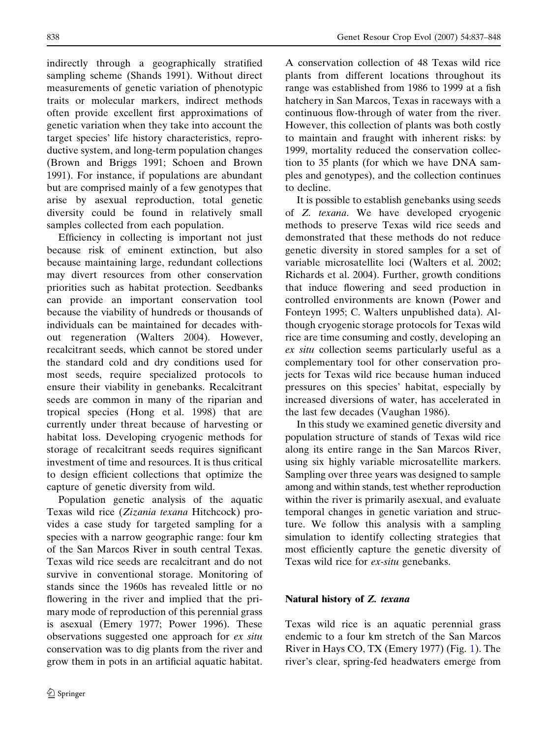indirectly through a geographically stratified sampling scheme (Shands 1991). Without direct measurements of genetic variation of phenotypic traits or molecular markers, indirect methods often provide excellent first approximations of genetic variation when they take into account the target species' life history characteristics, reproductive system, and long-term population changes (Brown and Briggs 1991; Schoen and Brown 1991). For instance, if populations are abundant but are comprised mainly of a few genotypes that arise by asexual reproduction, total genetic diversity could be found in relatively small samples collected from each population.

Efficiency in collecting is important not just because risk of eminent extinction, but also because maintaining large, redundant collections may divert resources from other conservation priorities such as habitat protection. Seedbanks can provide an important conservation tool because the viability of hundreds or thousands of individuals can be maintained for decades without regeneration (Walters 2004). However, recalcitrant seeds, which cannot be stored under the standard cold and dry conditions used for most seeds, require specialized protocols to ensure their viability in genebanks. Recalcitrant seeds are common in many of the riparian and tropical species (Hong et al. 1998) that are currently under threat because of harvesting or habitat loss. Developing cryogenic methods for storage of recalcitrant seeds requires significant investment of time and resources. It is thus critical to design efficient collections that optimize the capture of genetic diversity from wild.

Population genetic analysis of the aquatic Texas wild rice (*Zizania texana* Hitchcock) provides a case study for targeted sampling for a species with a narrow geographic range: four km of the San Marcos River in south central Texas. Texas wild rice seeds are recalcitrant and do not survive in conventional storage. Monitoring of stands since the 1960s has revealed little or no flowering in the river and implied that the primary mode of reproduction of this perennial grass is asexual (Emery 1977; Power 1996). These observations suggested one approach for *ex situ* conservation was to dig plants from the river and grow them in pots in an artificial aquatic habitat. A conservation collection of 48 Texas wild rice plants from different locations throughout its range was established from 1986 to 1999 at a fish hatchery in San Marcos, Texas in raceways with a continuous flow-through of water from the river. However, this collection of plants was both costly to maintain and fraught with inherent risks: by 1999, mortality reduced the conservation collection to 35 plants (for which we have DNA samples and genotypes), and the collection continues to decline.

It is possible to establish genebanks using seeds of *Z. texana*. We have developed cryogenic methods to preserve Texas wild rice seeds and demonstrated that these methods do not reduce genetic diversity in stored samples for a set of variable microsatellite loci (Walters et al. 2002; Richards et al. 2004). Further, growth conditions that induce flowering and seed production in controlled environments are known (Power and Fonteyn 1995; C. Walters unpublished data). Although cryogenic storage protocols for Texas wild rice are time consuming and costly, developing an *ex situ* collection seems particularly useful as a complementary tool for other conservation projects for Texas wild rice because human induced pressures on this species' habitat, especially by increased diversions of water, has accelerated in the last few decades (Vaughan 1986).

In this study we examined genetic diversity and population structure of stands of Texas wild rice along its entire range in the San Marcos River, using six highly variable microsatellite markers. Sampling over three years was designed to sample among and within stands, test whether reproduction within the river is primarily asexual, and evaluate temporal changes in genetic variation and structure. We follow this analysis with a sampling simulation to identify collecting strategies that most efficiently capture the genetic diversity of Texas wild rice for *ex-situ* genebanks.

## Natural history of *Z. texana*

Texas wild rice is an aquatic perennial grass endemic to a four km stretch of the San Marcos River in Hays CO, TX (Emery 1977) (Fig. 1). The river's clear, spring-fed headwaters emerge from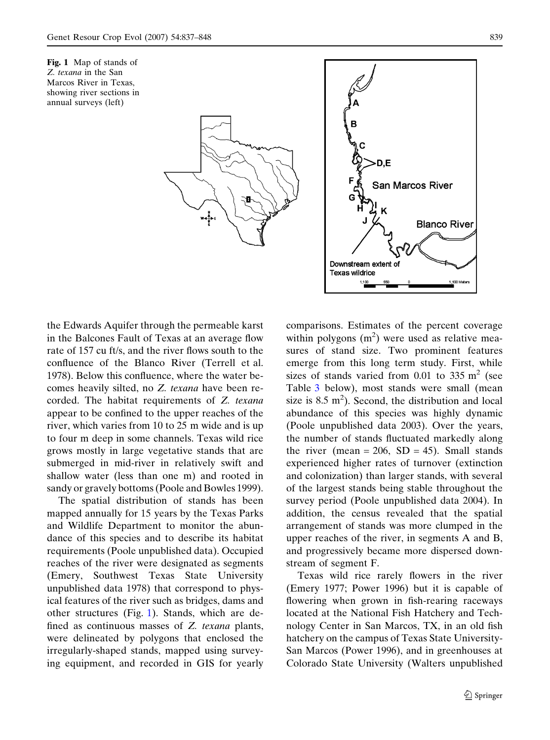Fig. 1 Map of stands of *Z. texana* in the San Marcos River in Texas, showing river sections in annual surveys (left)

the Edwards Aquifer through the permeable karst in the Balcones Fault of Texas at an average flow rate of 157 cu ft/s, and the river flows south to the confluence of the Blanco River (Terrell et al. 1978). Below this confluence, where the water becomes heavily silted, no *Z. texana* have been recorded. The habitat requirements of *Z. texana* appear to be confined to the upper reaches of the river, which varies from 10 to 25 m wide and is up to four m deep in some channels. Texas wild rice grows mostly in large vegetative stands that are submerged in mid-river in relatively swift and shallow water (less than one m) and rooted in sandy or gravely bottoms (Poole and Bowles 1999).

The spatial distribution of stands has been mapped annually for 15 years by the Texas Parks and Wildlife Department to monitor the abundance of this species and to describe its habitat requirements (Poole unpublished data). Occupied reaches of the river were designated as segments (Emery, Southwest Texas State University unpublished data 1978) that correspond to physical features of the river such as bridges, dams and other structures (Fig. 1). Stands, which are defined as continuous masses of *Z. texana* plants, were delineated by polygons that enclosed the irregularly-shaped stands, mapped using surveying equipment, and recorded in GIS for yearly comparisons. Estimates of the percent coverage within polygons ($m^2$) were used as relative measures of stand size. Two prominent features emerge from this long term study. First, while sizes of stands varied from 0.01 to 335 $m^2$ (see Table 3 below), most stands were small (mean size is 8.5 $m^2$). Second, the distribution and local abundance of this species was highly dynamic (Poole unpublished data 2003). Over the years, the number of stands fluctuated markedly along the river (mean = 206, SD = 45). Small stands experienced higher rates of turnover (extinction and colonization) than larger stands, with several of the largest stands being stable throughout the survey period (Poole unpublished data 2004). In addition, the census revealed that the spatial arrangement of stands was more clumped in the upper reaches of the river, in segments A and B, and progressively became more dispersed downstream of segment F.

Texas wild rice rarely flowers in the river (Emery 1977; Power 1996) but it is capable of flowering when grown in fish-rearing raceways located at the National Fish Hatchery and Technology Center in San Marcos, TX, in an old fish hatchery on the campus of Texas State University-San Marcos (Power 1996), and in greenhouses at Colorado State University (Walters unpublished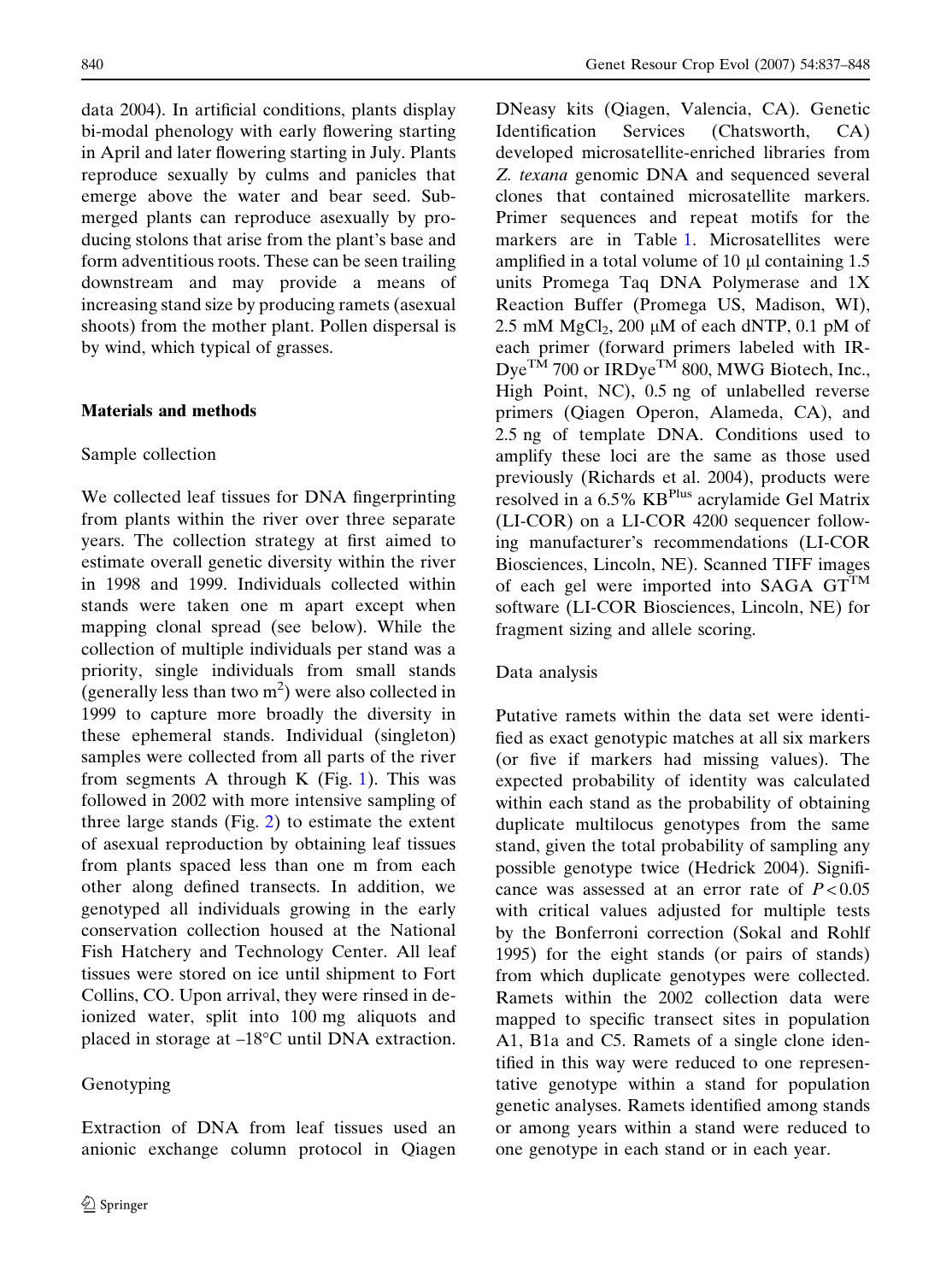data 2004). In artificial conditions, plants display bi-modal phenology with early flowering starting in April and later flowering starting in July. Plants reproduce sexually by culms and panicles that emerge above the water and bear seed. Submerged plants can reproduce asexually by producing stolons that arise from the plant's base and form adventitious roots. These can be seen trailing downstream and may provide a means of increasing stand size by producing ramets (asexual shoots) from the mother plant. Pollen dispersal is by wind, which typical of grasses.

## Materials and methods

### Sample collection

We collected leaf tissues for DNA fingerprinting from plants within the river over three separate years. The collection strategy at first aimed to estimate overall genetic diversity within the river in 1998 and 1999. Individuals collected within stands were taken one m apart except when mapping clonal spread (see below). While the collection of multiple individuals per stand was a priority, single individuals from small stands (generally less than two $m^2$) were also collected in 1999 to capture more broadly the diversity in these ephemeral stands. Individual (singleton) samples were collected from all parts of the river from segments A through K (Fig. 1). This was followed in 2002 with more intensive sampling of three large stands (Fig. 2) to estimate the extent of asexual reproduction by obtaining leaf tissues from plants spaced less than one m from each other along defined transects. In addition, we genotyped all individuals growing in the early conservation collection housed at the National Fish Hatchery and Technology Center. All leaf tissues were stored on ice until shipment to Fort Collins, CO. Upon arrival, they were rinsed in deionized water, split into 100 mg aliquots and placed in storage at –18°C until DNA extraction.

### Genotyping

Extraction of DNA from leaf tissues used an anionic exchange column protocol in Qiagen DNeasy kits (Qiagen, Valencia, CA). Genetic Identification Services (Chatsworth, CA) developed microsatellite-enriched libraries from *Z. texana* genomic DNA and sequenced several clones that contained microsatellite markers. Primer sequences and repeat motifs for the markers are in Table 1. Microsatellites were amplified in a total volume of 10 μl containing 1.5 units Promega Taq DNA Polymerase and 1X Reaction Buffer (Promega US, Madison, WI), 2.5 mM $MgCl_2$, 200 μM of each dNTP, 0.1 pM of each primer (forward primers labeled with IR-Dye™ 700 or IRDye™ 800, MWG Biotech, Inc., High Point, NC), 0.5 ng of unlabelled reverse primers (Qiagen Operon, Alameda, CA), and 2.5 ng of template DNA. Conditions used to amplify these loci are the same as those used previously (Richards et al. 2004), products were resolved in a 6.5% KB^Plus acrylamide Gel Matrix (LI-COR) on a LI-COR 4200 sequencer following manufacturer's recommendations (LI-COR Biosciences, Lincoln, NE). Scanned TIFF images of each gel were imported into SAGA GT™ software (LI-COR Biosciences, Lincoln, NE) for fragment sizing and allele scoring.

### Data analysis

Putative ramets within the data set were identified as exact genotypic matches at all six markers (or five if markers had missing values). The expected probability of identity was calculated within each stand as the probability of obtaining duplicate multilocus genotypes from the same stand, given the total probability of sampling any possible genotype twice (Hedrick 2004). Significance was assessed at an error rate of $P < 0.05$ with critical values adjusted for multiple tests by the Bonferroni correction (Sokal and Rohlf 1995) for the eight stands (or pairs of stands) from which duplicate genotypes were collected. Ramets within the 2002 collection data were mapped to specific transect sites in population A1, B1a and C5. Ramets of a single clone identified in this way were reduced to one representative genotype within a stand for population genetic analyses. Ramets identified among stands or among years within a stand were reduced to one genotype in each stand or in each year.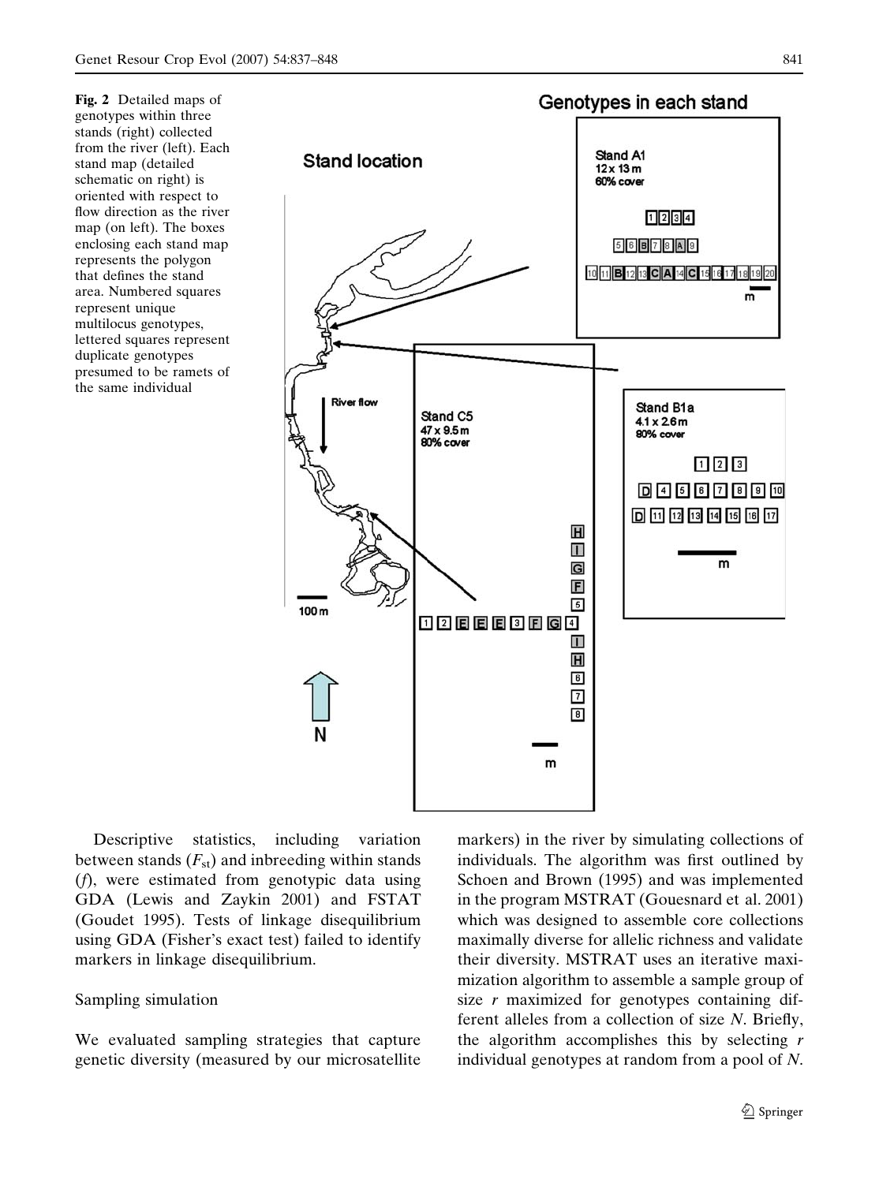**Fig. 2** Detailed maps of genotypes within three stands (right) collected from the river (left). Each stand map (detailed schematic on right) is oriented with respect to flow direction as the river map (on left). The boxes enclosing each stand map represents the polygon that defines the stand area. Numbered squares represent unique multilocus genotypes, lettered squares represent duplicate genotypes presumed to be ramets of the same individual

Descriptive statistics, including variation between stands ($F_{st}$) and inbreeding within stands ($f$), were estimated from genotypic data using GDA (Lewis and Zaykin 2001) and FSTAT (Goudet 1995). Tests of linkage disequilibrium using GDA (Fisher's exact test) failed to identify markers in linkage disequilibrium.

## Sampling simulation

We evaluated sampling strategies that capture genetic diversity (measured by our microsatellite markers) in the river by simulating collections of individuals. The algorithm was first outlined by Schoen and Brown (1995) and was implemented in the program MSTRAT (Gouesnard et al. 2001) which was designed to assemble core collections maximally diverse for allelic richness and validate their diversity. MSTRAT uses an iterative maximization algorithm to assemble a sample group of size $r$ maximized for genotypes containing different alleles from a collection of size $N$. Briefly, the algorithm accomplishes this by selecting $r$ individual genotypes at random from a pool of $N$.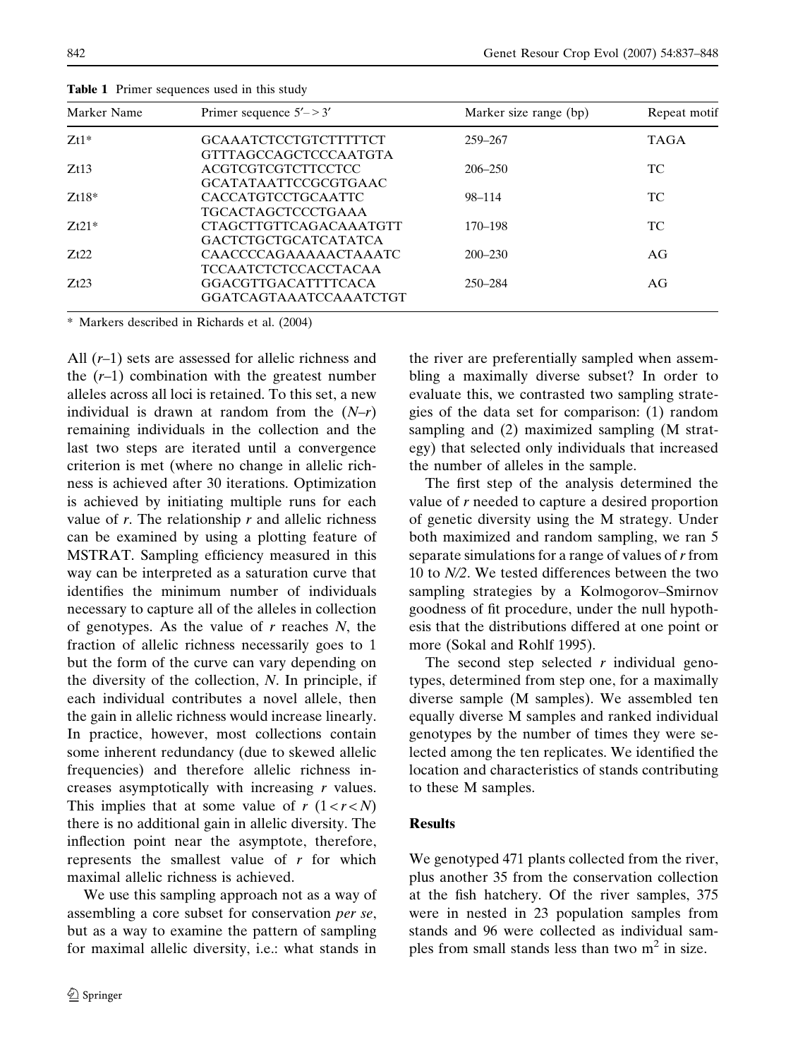**Table 1** Primer sequences used in this study

| Marker Name | Primer sequence 5′–> 3′ | Marker size range (bp) | Repeat motif |
|---|---|---|---|
| Zt1* | GCAAATCTCCTGTCTTTTTCT<br>GTTTAGCCAGCTCCCAATGTA | 259–267 | TAGA |
| Zt13 | ACGTCGTCGTCTTCCTCC<br>GCATATAATTCCGCGTGAAC | 206–250 | TC |
| Zt18* | CACCATGTCCTGCAATTC<br>TGCACTAGCTCCCTGAAA | 98–114 | TC |
| Zt21* | CTAGCTTGTTCAGACAAATGTT<br>GACTCTGCTGCATCATATCA | 170–198 | TC |
| Zt22 | CAACCCCAGAAAAACTAAATC<br>TCCAATCTCTCCACCTACAA | 200–230 | AG |
| Zt23 | GGACGTTGACATTTTCACA<br>GGATCAGTAAATCCAAATCTGT | 250–284 | AG |

\* Markers described in Richards et al. (2004)

All ($r$–1) sets are assessed for allelic richness and the ($r$–1) combination with the greatest number alleles across all loci is retained. To this set, a new individual is drawn at random from the ($N$–$r$) remaining individuals in the collection and the last two steps are iterated until a convergence criterion is met (where no change in allelic richness is achieved after 30 iterations. Optimization is achieved by initiating multiple runs for each value of $r$. The relationship $r$ and allelic richness can be examined by using a plotting feature of MSTRAT. Sampling efficiency measured in this way can be interpreted as a saturation curve that identifies the minimum number of individuals necessary to capture all of the alleles in collection of genotypes. As the value of $r$ reaches $N$, the fraction of allelic richness necessarily goes to 1 but the form of the curve can vary depending on the diversity of the collection, $N$. In principle, if each individual contributes a novel allele, then the gain in allelic richness would increase linearly. In practice, however, most collections contain some inherent redundancy (due to skewed allelic frequencies) and therefore allelic richness increases asymptotically with increasing $r$ values. This implies that at some value of $r$ $(1 < r < N)$ there is no additional gain in allelic diversity. The inflection point near the asymptote, therefore, represents the smallest value of $r$ for which maximal allelic richness is achieved.

We use this sampling approach not as a way of assembling a core subset for conservation *per se*, but as a way to examine the pattern of sampling for maximal allelic diversity, i.e.: what stands in the river are preferentially sampled when assembling a maximally diverse subset? In order to evaluate this, we contrasted two sampling strategies of the data set for comparison: (1) random sampling and (2) maximized sampling (M strategy) that selected only individuals that increased the number of alleles in the sample.

The first step of the analysis determined the value of $r$ needed to capture a desired proportion of genetic diversity using the M strategy. Under both maximized and random sampling, we ran 5 separate simulations for a range of values of $r$ from 10 to $N/2$. We tested differences between the two sampling strategies by a Kolmogorov–Smirnov goodness of fit procedure, under the null hypothesis that the distributions differed at one point or more (Sokal and Rohlf 1995).

The second step selected $r$ individual genotypes, determined from step one, for a maximally diverse sample (M samples). We assembled ten equally diverse M samples and ranked individual genotypes by the number of times they were selected among the ten replicates. We identified the location and characteristics of stands contributing to these M samples.

## Results

We genotyped 471 plants collected from the river, plus another 35 from the conservation collection at the fish hatchery. Of the river samples, 375 were in nested in 23 population samples from stands and 96 were collected as individual samples from small stands less than two $m^2$ in size.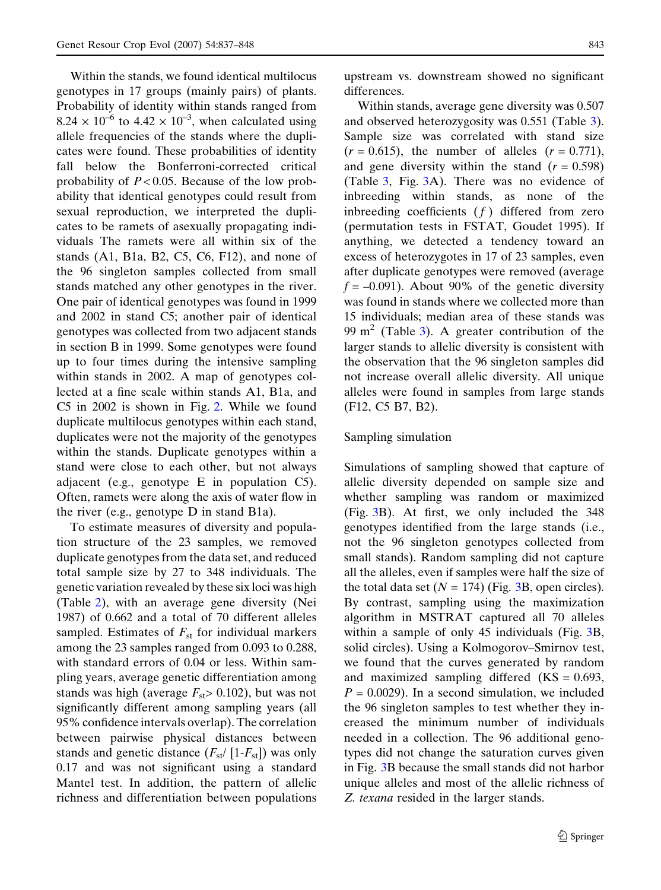Within the stands, we found identical multilocus genotypes in 17 groups (mainly pairs) of plants. Probability of identity within stands ranged from $8.24 \times 10^{-6}$ to $4.42 \times 10^{-3}$, when calculated using allele frequencies of the stands where the duplicates were found. These probabilities of identity fall below the Bonferroni-corrected critical probability of $P < 0.05$. Because of the low probability that identical genotypes could result from sexual reproduction, we interpreted the duplicates to be ramets of asexually propagating individuals The ramets were all within six of the stands (A1, B1a, B2, C5, C6, F12), and none of the 96 singleton samples collected from small stands matched any other genotypes in the river. One pair of identical genotypes was found in 1999 and 2002 in stand C5; another pair of identical genotypes was collected from two adjacent stands in section B in 1999. Some genotypes were found up to four times during the intensive sampling within stands in 2002. A map of genotypes collected at a fine scale within stands A1, B1a, and C5 in 2002 is shown in Fig. 2. While we found duplicate multilocus genotypes within each stand, duplicates were not the majority of the genotypes within the stands. Duplicate genotypes within a stand were close to each other, but not always adjacent (e.g., genotype E in population C5). Often, ramets were along the axis of water flow in the river (e.g., genotype D in stand B1a).

To estimate measures of diversity and population structure of the 23 samples, we removed duplicate genotypes from the data set, and reduced total sample size by 27 to 348 individuals. The genetic variation revealed by these six loci was high (Table 2), with an average gene diversity (Nei 1987) of 0.662 and a total of 70 different alleles sampled. Estimates of $F_{st}$ for individual markers among the 23 samples ranged from 0.093 to 0.288, with standard errors of 0.04 or less. Within sampling years, average genetic differentiation among stands was high (average $F_{st} > 0.102$), but was not significantly different among sampling years (all 95% confidence intervals overlap). The correlation between pairwise physical distances between stands and genetic distance ($F_{st}/[1\text{-}F_{st}]$) was only 0.17 and was not significant using a standard Mantel test. In addition, the pattern of allelic richness and differentiation between populations upstream vs. downstream showed no significant differences.

Within stands, average gene diversity was 0.507 and observed heterozygosity was 0.551 (Table 3). Sample size was correlated with stand size ($r = 0.615$), the number of alleles ($r = 0.771$), and gene diversity within the stand ($r = 0.598$) (Table 3, Fig. 3A). There was no evidence of inbreeding within stands, as none of the inbreeding coefficients ($f$) differed from zero (permutation tests in FSTAT, Goudet 1995). If anything, we detected a tendency toward an excess of heterozygotes in 17 of 23 samples, even after duplicate genotypes were removed (average $f = -0.091$). About 90% of the genetic diversity was found in stands where we collected more than 15 individuals; median area of these stands was 99 $m^2$ (Table 3). A greater contribution of the larger stands to allelic diversity is consistent with the observation that the 96 singleton samples did not increase overall allelic diversity. All unique alleles were found in samples from large stands (F12, C5 B7, B2).

### Sampling simulation

Simulations of sampling showed that capture of allelic diversity depended on sample size and whether sampling was random or maximized (Fig. 3B). At first, we only included the 348 genotypes identified from the large stands (i.e., not the 96 singleton genotypes collected from small stands). Random sampling did not capture all the alleles, even if samples were half the size of the total data set ($N = 174$) (Fig. 3B, open circles). By contrast, sampling using the maximization algorithm in MSTRAT captured all 70 alleles within a sample of only 45 individuals (Fig. 3B, solid circles). Using a Kolmogorov–Smirnov test, we found that the curves generated by random and maximized sampling differed ($KS = 0.693$, $P = 0.0029$). In a second simulation, we included the 96 singleton samples to test whether they increased the minimum number of individuals needed in a collection. The 96 additional genotypes did not change the saturation curves given in Fig. 3B because the small stands did not harbor unique alleles and most of the allelic richness of *Z. texana* resided in the larger stands.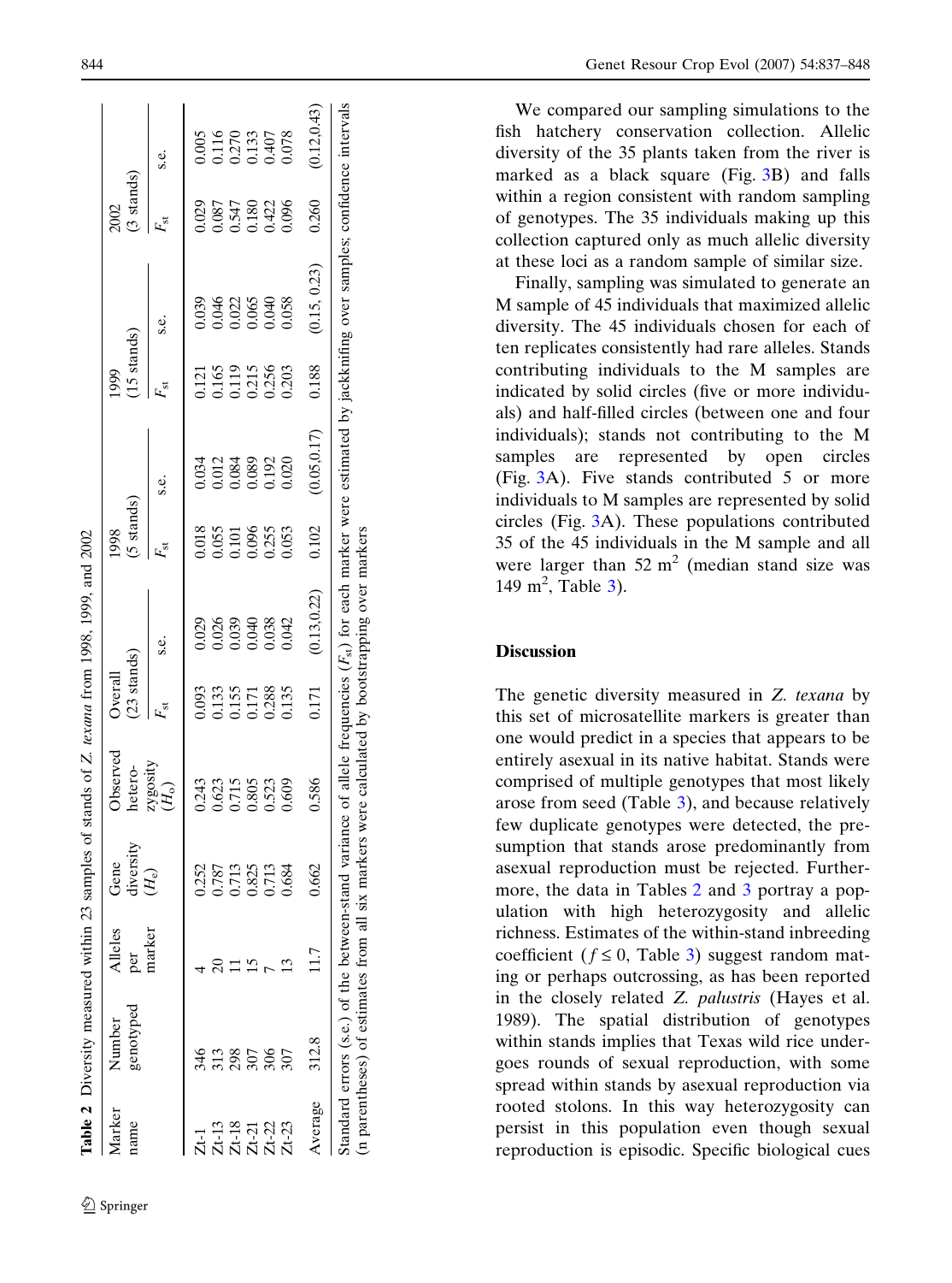**Table 2** Diversity measured within 23 samples of stands of *Z. texana* from 1998, 1999, and 2002

| Marker name | Number genotyped | Alleles per marker | Gene diversity ($H_e$) | Observed hetero-zygosity ($H_o$) | Overall (23 stands) | | 1998 (5 stands) | | 1999 (15 stands) | | 2002 (3 stands) | |
|---|---|---|---|---|---|---|---|---|---|---|---|---|
| | | | | | $F_{st}$ | s.e. | $F_{st}$ | s.e. | $F_{st}$ | s.e. | $F_{st}$ | s.e. |
| Zt-1 | 346 | 4 | 0.252 | 0.243 | 0.093 | 0.029 | 0.018 | 0.034 | 0.121 | 0.039 | 0.029 | 0.005 |
| Zt-13 | 313 | 20 | 0.787 | 0.623 | 0.133 | 0.026 | 0.055 | 0.012 | 0.165 | 0.046 | 0.087 | 0.116 |
| Zt-18 | 298 | 11 | 0.713 | 0.715 | 0.155 | 0.039 | 0.101 | 0.084 | 0.119 | 0.022 | 0.547 | 0.270 |
| Zt-21 | 307 | 15 | 0.825 | 0.805 | 0.171 | 0.040 | 0.096 | 0.089 | 0.215 | 0.065 | 0.180 | 0.133 |
| Zt-22 | 306 | 7 | 0.713 | 0.523 | 0.288 | 0.038 | 0.255 | 0.192 | 0.256 | 0.040 | 0.422 | 0.407 |
| Zt-23 | 307 | 13 | 0.684 | 0.609 | 0.135 | 0.042 | 0.053 | 0.020 | 0.203 | 0.058 | 0.096 | 0.078 |
| Average | 312.8 | 11.7 | 0.662 | 0.586 | 0.171 | (0.13,0.22) | 0.102 | (0.05,0.17) | 0.188 | (0.15, 0.23) | 0.260 | (0.12,0.43) |

Standard errors (s.e.) of the between-stand variance of allele frequencies ($F_{st}$) for each marker were estimated by jackknifing over samples; confidence intervals (n parentheses) of estimates from all six markers were calculated by bootstrapping over markers

We compared our sampling simulations to the fish hatchery conservation collection. Allelic diversity of the 35 plants taken from the river is marked as a black square (Fig. 3B) and falls within a region consistent with random sampling of genotypes. The 35 individuals making up this collection captured only as much allelic diversity at these loci as a random sample of similar size.

Finally, sampling was simulated to generate an M sample of 45 individuals that maximized allelic diversity. The 45 individuals chosen for each of ten replicates consistently had rare alleles. Stands contributing individuals to the M samples are indicated by solid circles (five or more individuals) and half-filled circles (between one and four individuals); stands not contributing to the M samples are represented by open circles (Fig. 3A). Five stands contributed 5 or more individuals to M samples are represented by solid circles (Fig. 3A). These populations contributed 35 of the 45 individuals in the M sample and all were larger than 52 m$^2$ (median stand size was 149 m$^2$, Table 3).

## Discussion

The genetic diversity measured in *Z. texana* by this set of microsatellite markers is greater than one would predict in a species that appears to be entirely asexual in its native habitat. Stands were comprised of multiple genotypes that most likely arose from seed (Table 3), and because relatively few duplicate genotypes were detected, the presumption that stands arose predominantly from asexual reproduction must be rejected. Furthermore, the data in Tables 2 and 3 portray a population with high heterozygosity and allelic richness. Estimates of the within-stand inbreeding coefficient ($f \leq 0$, Table 3) suggest random mating or perhaps outcrossing, as has been reported in the closely related *Z. palustris* (Hayes et al. 1989). The spatial distribution of genotypes within stands implies that Texas wild rice undergoes rounds of sexual reproduction, with some spread within stands by asexual reproduction via rooted stolons. In this way heterozygosity can persist in this population even though sexual reproduction is episodic. Specific biological cues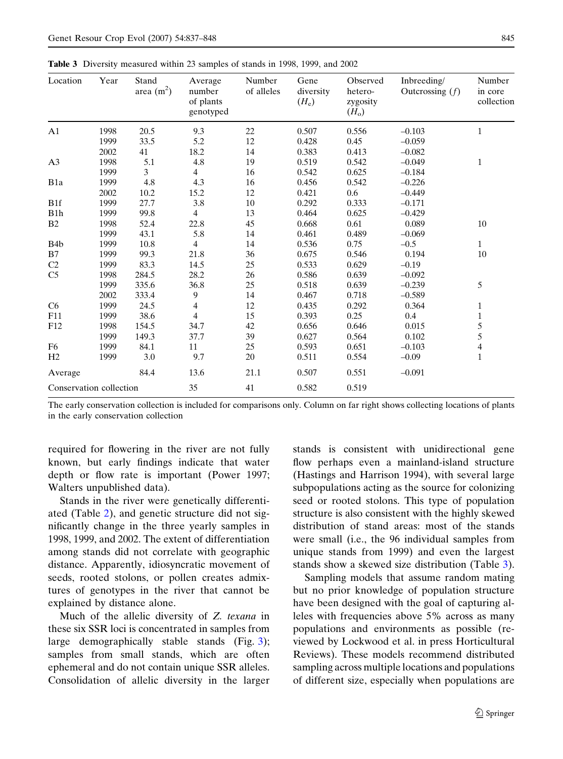**Table 3** Diversity measured within 23 samples of stands in 1998, 1999, and 2002

| Location | Year | Stand area ($m^2$) | Average number of plants genotyped | Number of alleles | Gene diversity ($H_e$) | Observed hetero-zygosity ($H_o$) | Inbreeding/ Outcrossing ($f$) | Number in core collection |
|---|---|---|---|---|---|---|---|---|
| A1 | 1998 | 20.5 | 9.3 | 22 | 0.507 | 0.556 | −0.103 | 1 |
| | 1999 | 33.5 | 5.2 | 12 | 0.428 | 0.45 | −0.059 | |
| | 2002 | 41 | 18.2 | 14 | 0.383 | 0.413 | −0.082 | |
| A3 | 1998 | 5.1 | 4.8 | 19 | 0.519 | 0.542 | −0.049 | 1 |
| | 1999 | 3 | 4 | 16 | 0.542 | 0.625 | −0.184 | |
| B1a | 1999 | 4.8 | 4.3 | 16 | 0.456 | 0.542 | −0.226 | |
| | 2002 | 10.2 | 15.2 | 12 | 0.421 | 0.6 | −0.449 | |
| B1f | 1999 | 27.7 | 3.8 | 10 | 0.292 | 0.333 | −0.171 | |
| B1h | 1999 | 99.8 | 4 | 13 | 0.464 | 0.625 | −0.429 | |
| B2 | 1998 | 52.4 | 22.8 | 45 | 0.668 | 0.61 | 0.089 | 10 |
| | 1999 | 43.1 | 5.8 | 14 | 0.461 | 0.489 | −0.069 | |
| B4b | 1999 | 10.8 | 4 | 14 | 0.536 | 0.75 | −0.5 | 1 |
| B7 | 1999 | 99.3 | 21.8 | 36 | 0.675 | 0.546 | 0.194 | 10 |
| C2 | 1999 | 83.3 | 14.5 | 25 | 0.533 | 0.629 | −0.19 | |
| C5 | 1998 | 284.5 | 28.2 | 26 | 0.586 | 0.639 | −0.092 | |
| | 1999 | 335.6 | 36.8 | 25 | 0.518 | 0.639 | −0.239 | 5 |
| | 2002 | 333.4 | 9 | 14 | 0.467 | 0.718 | −0.589 | |
| C6 | 1999 | 24.5 | 4 | 12 | 0.435 | 0.292 | 0.364 | 1 |
| F11 | 1999 | 38.6 | 4 | 15 | 0.393 | 0.25 | 0.4 | 1 |
| F12 | 1998 | 154.5 | 34.7 | 42 | 0.656 | 0.646 | 0.015 | 5 |
| | 1999 | 149.3 | 37.7 | 39 | 0.627 | 0.564 | 0.102 | 5 |
| F6 | 1999 | 84.1 | 11 | 25 | 0.593 | 0.651 | −0.103 | 4 |
| H2 | 1999 | 3.0 | 9.7 | 20 | 0.511 | 0.554 | −0.09 | 1 |
| Average | | 84.4 | 13.6 | 21.1 | 0.507 | 0.551 | −0.091 | |
| Conservation collection | | | 35 | 41 | 0.582 | 0.519 | | |

The early conservation collection is included for comparisons only. Column on far right shows collecting locations of plants in the early conservation collection

required for flowering in the river are not fully known, but early findings indicate that water depth or flow rate is important (Power 1997; Walters unpublished data).

Stands in the river were genetically differentiated (Table 2), and genetic structure did not significantly change in the three yearly samples in 1998, 1999, and 2002. The extent of differentiation among stands did not correlate with geographic distance. Apparently, idiosyncratic movement of seeds, rooted stolons, or pollen creates admixtures of genotypes in the river that cannot be explained by distance alone.

Much of the allelic diversity of *Z. texana* in these six SSR loci is concentrated in samples from large demographically stable stands (Fig. 3); samples from small stands, which are often ephemeral and do not contain unique SSR alleles. Consolidation of allelic diversity in the larger stands is consistent with unidirectional gene flow perhaps even a mainland-island structure (Hastings and Harrison 1994), with several large subpopulations acting as the source for colonizing seed or rooted stolons. This type of population structure is also consistent with the highly skewed distribution of stand areas: most of the stands were small (i.e., the 96 individual samples from unique stands from 1999) and even the largest stands show a skewed size distribution (Table 3).

Sampling models that assume random mating but no prior knowledge of population structure have been designed with the goal of capturing alleles with frequencies above 5% across as many populations and environments as possible (reviewed by Lockwood et al. in press Horticultural Reviews). These models recommend distributed sampling across multiple locations and populations of different size, especially when populations are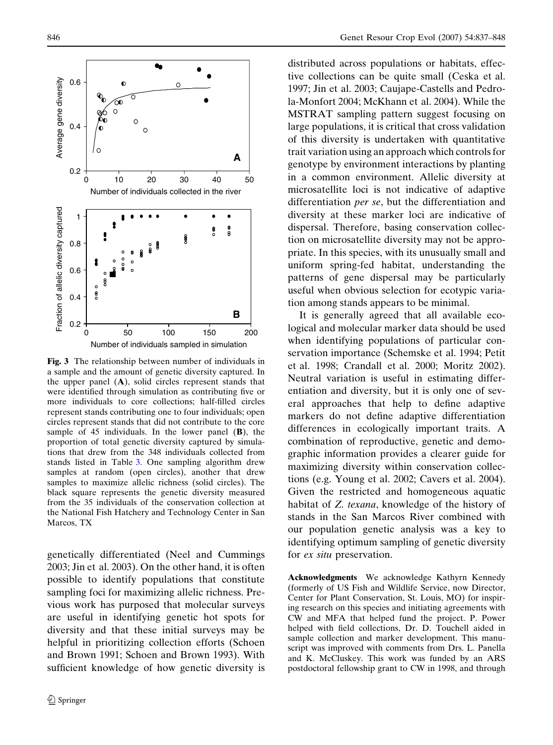**Fig. 3** The relationship between number of individuals in a sample and the amount of genetic diversity captured. In the upper panel (**A**), solid circles represent stands that were identified through simulation as contributing five or more individuals to core collections; half-filled circles represent stands contributing one to four individuals; open circles represent stands that did not contribute to the core sample of 45 individuals. In the lower panel (**B**), the proportion of total genetic diversity captured by simulations that drew from the 348 individuals collected from stands listed in Table 3. One sampling algorithm drew samples at random (open circles), another that drew samples to maximize allelic richness (solid circles). The black square represents the genetic diversity measured from the 35 individuals of the conservation collection at the National Fish Hatchery and Technology Center in San Marcos, TX

genetically differentiated (Neel and Cummings 2003; Jin et al. 2003). On the other hand, it is often possible to identify populations that constitute sampling foci for maximizing allelic richness. Previous work has purposed that molecular surveys are useful in identifying genetic hot spots for diversity and that these initial surveys may be helpful in prioritizing collection efforts (Schoen and Brown 1991; Schoen and Brown 1993). With sufficient knowledge of how genetic diversity is distributed across populations or habitats, effective collections can be quite small (Ceska et al. 1997; Jin et al. 2003; Caujape-Castells and Pedrola-Monfort 2004; McKhann et al. 2004). While the MSTRAT sampling pattern suggest focusing on large populations, it is critical that cross validation of this diversity is undertaken with quantitative trait variation using an approach which controls for genotype by environment interactions by planting in a common environment. Allelic diversity at microsatellite loci is not indicative of adaptive differentiation *per se*, but the differentiation and diversity at these marker loci are indicative of dispersal. Therefore, basing conservation collection on microsatellite diversity may not be appropriate. In this species, with its unusually small and uniform spring-fed habitat, understanding the patterns of gene dispersal may be particularly useful when obvious selection for ecotypic variation among stands appears to be minimal.

It is generally agreed that all available ecological and molecular marker data should be used when identifying populations of particular conservation importance (Schemske et al. 1994; Petit et al. 1998; Crandall et al. 2000; Moritz 2002). Neutral variation is useful in estimating differentiation and diversity, but it is only one of several approaches that help to define adaptive markers do not define adaptive differentiation differences in ecologically important traits. A combination of reproductive, genetic and demographic information provides a clearer guide for maximizing diversity within conservation collections (e.g. Young et al. 2002; Cavers et al. 2004). Given the restricted and homogeneous aquatic habitat of *Z. texana*, knowledge of the history of stands in the San Marcos River combined with our population genetic analysis was a key to identifying optimum sampling of genetic diversity for *ex situ* preservation.

**Acknowledgments** We acknowledge Kathyrn Kennedy (formerly of US Fish and Wildlife Service, now Director, Center for Plant Conservation, St. Louis, MO) for inspiring research on this species and initiating agreements with CW and MFA that helped fund the project. P. Power helped with field collections, Dr. D. Touchell aided in sample collection and marker development. This manuscript was improved with comments from Drs. L. Panella and K. McCluskey. This work was funded by an ARS postdoctoral fellowship grant to CW in 1998, and through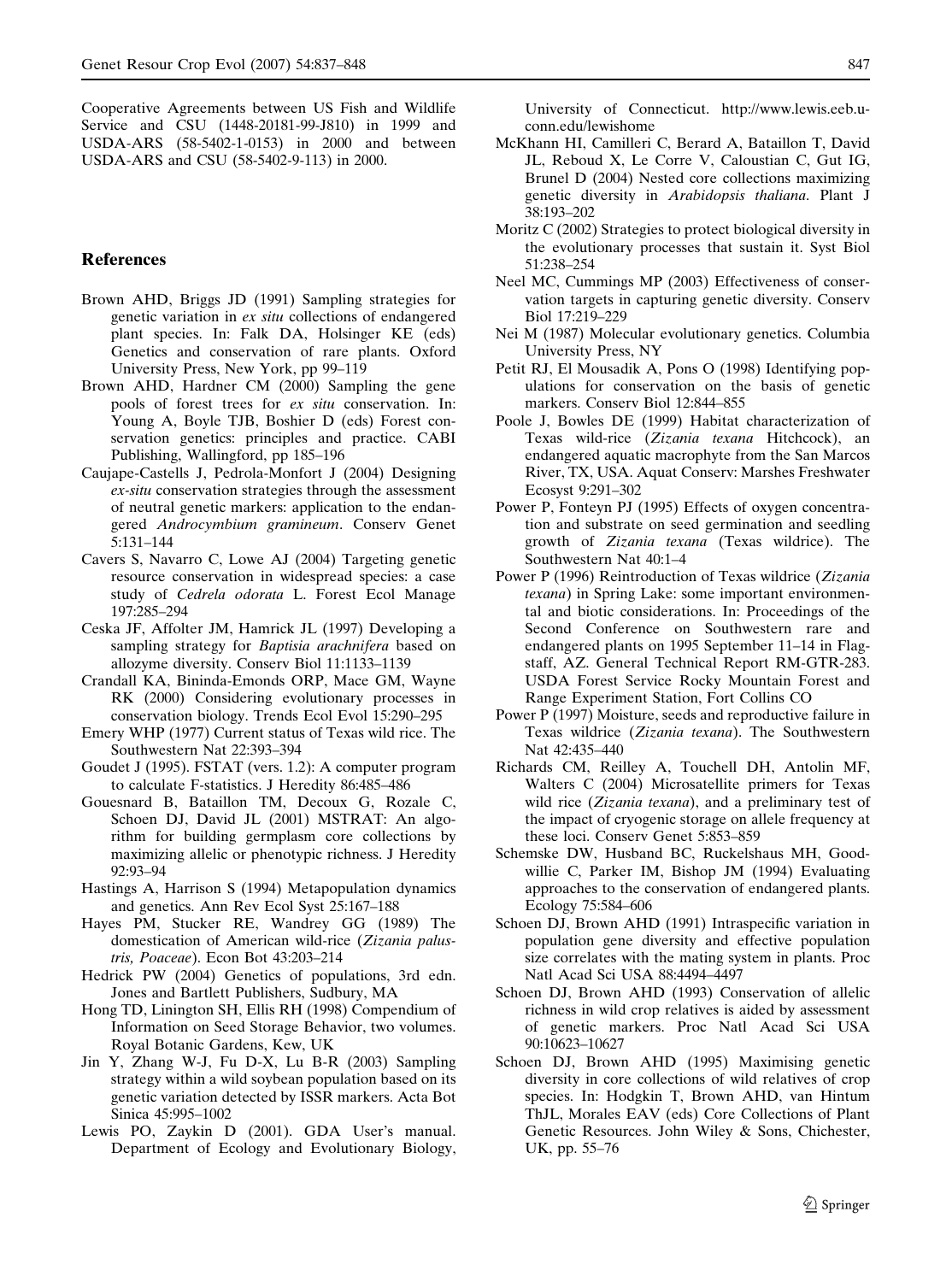Cooperative Agreements between US Fish and Wildlife Service and CSU (1448-20181-99-J810) in 1999 and USDA-ARS (58-5402-1-0153) in 2000 and between USDA-ARS and CSU (58-5402-9-113) in 2000.

## References

Brown AHD, Briggs JD (1991) Sampling strategies for genetic variation in *ex situ* collections of endangered plant species. In: Falk DA, Holsinger KE (eds) Genetics and conservation of rare plants. Oxford University Press, New York, pp 99–119

Brown AHD, Hardner CM (2000) Sampling the gene pools of forest trees for *ex situ* conservation. In: Young A, Boyle TJB, Boshier D (eds) Forest conservation genetics: principles and practice. CABI Publishing, Wallingford, pp 185–196

Caujape-Castells J, Pedrola-Monfort J (2004) Designing *ex-situ* conservation strategies through the assessment of neutral genetic markers: application to the endangered *Androcymbium gramineum*. Conserv Genet 5:131–144

Cavers S, Navarro C, Lowe AJ (2004) Targeting genetic resource conservation in widespread species: a case study of *Cedrela odorata* L. Forest Ecol Manage 197:285–294

Ceska JF, Affolter JM, Hamrick JL (1997) Developing a sampling strategy for *Baptisia arachnifera* based on allozyme diversity. Conserv Biol 11:1133–1139

Crandall KA, Bininda-Emonds ORP, Mace GM, Wayne RK (2000) Considering evolutionary processes in conservation biology. Trends Ecol Evol 15:290–295

Emery WHP (1977) Current status of Texas wild rice. The Southwestern Nat 22:393–394

Goudet J (1995). FSTAT (vers. 1.2): A computer program to calculate F-statistics. J Heredity 86:485–486

Gouesnard B, Bataillon TM, Decoux G, Rozale C, Schoen DJ, David JL (2001) MSTRAT: An algorithm for building germplasm core collections by maximizing allelic or phenotypic richness. J Heredity 92:93–94

Hastings A, Harrison S (1994) Metapopulation dynamics and genetics. Ann Rev Ecol Syst 25:167–188

Hayes PM, Stucker RE, Wandrey GG (1989) The domestication of American wild-rice (*Zizania palustris, Poaceae*). Econ Bot 43:203–214

Hedrick PW (2004) Genetics of populations, 3rd edn. Jones and Bartlett Publishers, Sudbury, MA

Hong TD, Linington SH, Ellis RH (1998) Compendium of Information on Seed Storage Behavior, two volumes. Royal Botanic Gardens, Kew, UK

Jin Y, Zhang W-J, Fu D-X, Lu B-R (2003) Sampling strategy within a wild soybean population based on its genetic variation detected by ISSR markers. Acta Bot Sinica 45:995–1002

Lewis PO, Zaykin D (2001). GDA User's manual. Department of Ecology and Evolutionary Biology, University of Connecticut. http://www.lewis.eeb.uconn.edu/lewishome

McKhann HI, Camilleri C, Berard A, Bataillon T, David JL, Reboud X, Le Corre V, Caloustian C, Gut IG, Brunel D (2004) Nested core collections maximizing genetic diversity in *Arabidopsis thaliana*. Plant J 38:193–202

Moritz C (2002) Strategies to protect biological diversity in the evolutionary processes that sustain it. Syst Biol 51:238–254

Neel MC, Cummings MP (2003) Effectiveness of conservation targets in capturing genetic diversity. Conserv Biol 17:219–229

Nei M (1987) Molecular evolutionary genetics. Columbia University Press, NY

Petit RJ, El Mousadik A, Pons O (1998) Identifying populations for conservation on the basis of genetic markers. Conserv Biol 12:844–855

Poole J, Bowles DE (1999) Habitat characterization of Texas wild-rice (*Zizania texana* Hitchcock), an endangered aquatic macrophyte from the San Marcos River, TX, USA. Aquat Conserv: Marshes Freshwater Ecosyst 9:291–302

Power P, Fonteyn PJ (1995) Effects of oxygen concentration and substrate on seed germination and seedling growth of *Zizania texana* (Texas wildrice). The Southwestern Nat 40:1–4

Power P (1996) Reintroduction of Texas wildrice (*Zizania texana*) in Spring Lake: some important environmental and biotic considerations. In: Proceedings of the Second Conference on Southwestern rare and endangered plants on 1995 September 11–14 in Flagstaff, AZ. General Technical Report RM-GTR-283. USDA Forest Service Rocky Mountain Forest and Range Experiment Station, Fort Collins CO

Power P (1997) Moisture, seeds and reproductive failure in Texas wildrice (*Zizania texana*). The Southwestern Nat 42:435–440

Richards CM, Reilley A, Touchell DH, Antolin MF, Walters C (2004) Microsatellite primers for Texas wild rice (*Zizania texana*), and a preliminary test of the impact of cryogenic storage on allele frequency at these loci. Conserv Genet 5:853–859

Schemske DW, Husband BC, Ruckelshaus MH, Goodwillie C, Parker IM, Bishop JM (1994) Evaluating approaches to the conservation of endangered plants. Ecology 75:584–606

Schoen DJ, Brown AHD (1991) Intraspecific variation in population gene diversity and effective population size correlates with the mating system in plants. Proc Natl Acad Sci USA 88:4494–4497

Schoen DJ, Brown AHD (1993) Conservation of allelic richness in wild crop relatives is aided by assessment of genetic markers. Proc Natl Acad Sci USA 90:10623–10627

Schoen DJ, Brown AHD (1995) Maximising genetic diversity in core collections of wild relatives of crop species. In: Hodgkin T, Brown AHD, van Hintum ThJL, Morales EAV (eds) Core Collections of Plant Genetic Resources. John Wiley & Sons, Chichester, UK, pp. 55–76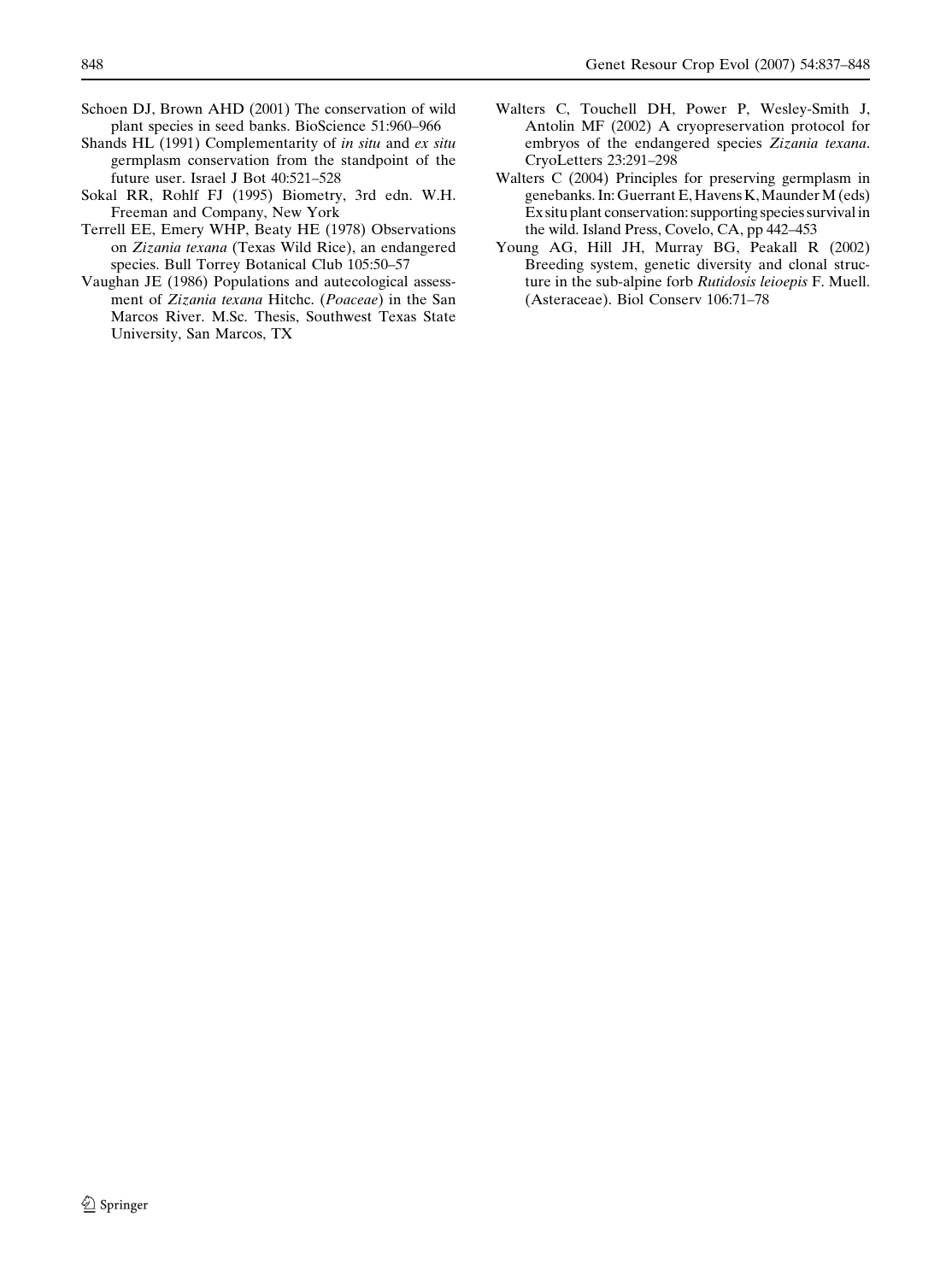Schoen DJ, Brown AHD (2001) The conservation of wild plant species in seed banks. BioScience 51:960–966

Shands HL (1991) Complementarity of *in situ* and *ex situ* germplasm conservation from the standpoint of the future user. Israel J Bot 40:521–528

Sokal RR, Rohlf FJ (1995) Biometry, 3rd edn. W.H. Freeman and Company, New York

Terrell EE, Emery WHP, Beaty HE (1978) Observations on *Zizania texana* (Texas Wild Rice), an endangered species. Bull Torrey Botanical Club 105:50–57

Vaughan JE (1986) Populations and autecological assessment of *Zizania texana* Hitchc. (*Poaceae*) in the San Marcos River. M.Sc. Thesis, Southwest Texas State University, San Marcos, TX

Walters C, Touchell DH, Power P, Wesley-Smith J, Antolin MF (2002) A cryopreservation protocol for embryos of the endangered species *Zizania texana*. CryoLetters 23:291–298

Walters C (2004) Principles for preserving germplasm in genebanks. In: Guerrant E, Havens K, Maunder M (eds) Ex situ plant conservation: supporting species survival in the wild. Island Press, Covelo, CA, pp 442–453

Young AG, Hill JH, Murray BG, Peakall R (2002) Breeding system, genetic diversity and clonal structure in the sub-alpine forb *Rutidosis leioepis* F. Muell. (Asteraceae). Biol Conserv 106:71–78